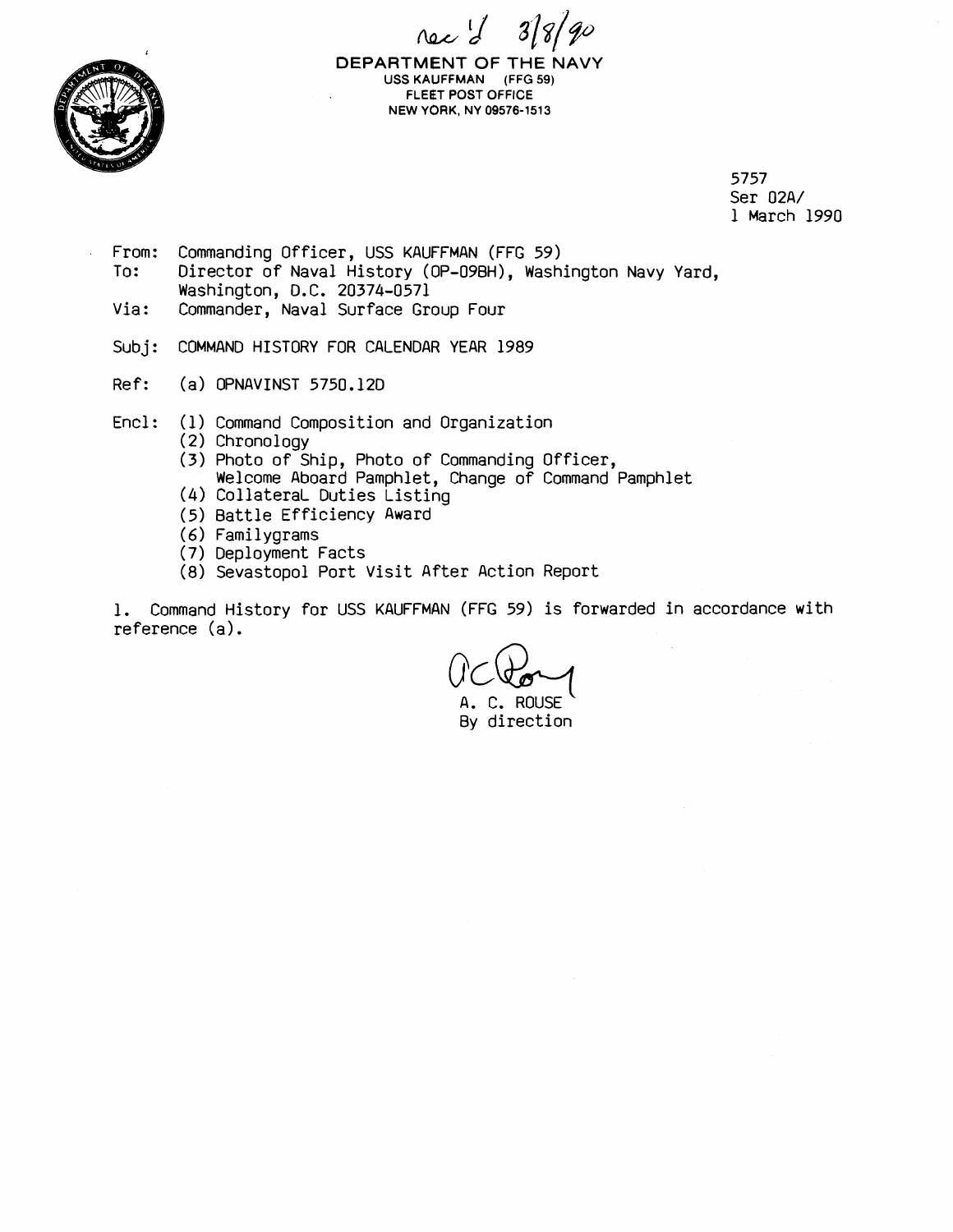Rec'd 3/8/90

**DEPARTMENT OF THE NAVY**
USS KAUFFMAN (FFG 59)
FLEET POST OFFICE
NEW YORK, NY 09576-1513

5757
Ser 02A/
1 March 1990

From: Commanding Officer, USS KAUFFMAN (FFG 59)
To: Director of Naval History (OP-09BH), Washington Navy Yard, Washington, D.C. 20374-0571
Via: Commander, Naval Surface Group Four

Subj: COMMAND HISTORY FOR CALENDAR YEAR 1989

Ref: (a) OPNAVINST 5750.12D

Encl: (1) Command Composition and Organization
(2) Chronology
(3) Photo of Ship, Photo of Commanding Officer, Welcome Aboard Pamphlet, Change of Command Pamphlet
(4) Collateral Duties Listing
(5) Battle Efficiency Award
(6) Familygrams
(7) Deployment Facts
(8) Sevastopol Port Visit After Action Report

1. Command History for USS KAUFFMAN (FFG 59) is forwarded in accordance with reference (a).

A. C. ROUSE
By direction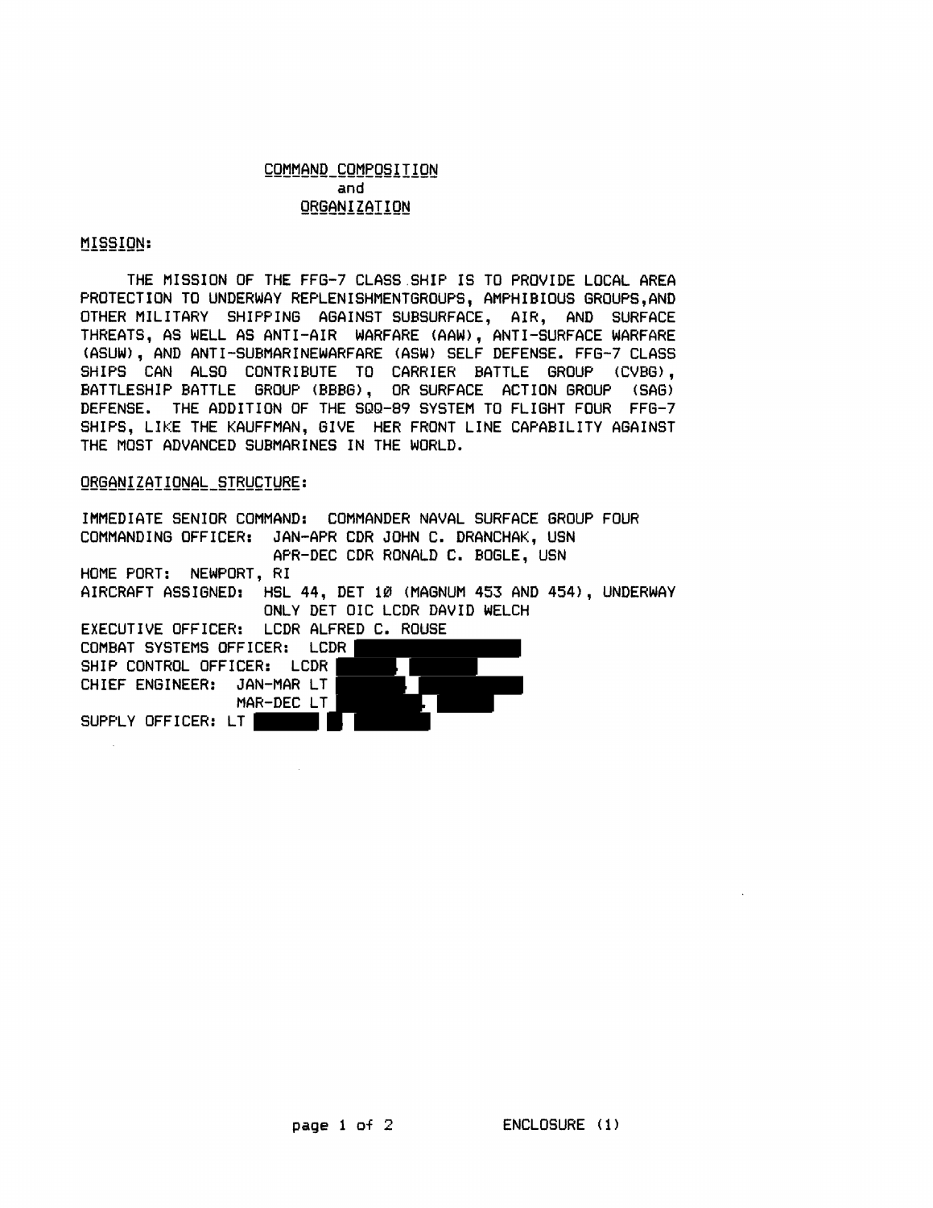# COMMAND COMPOSITION and ORGANIZATION

## MISSION:

THE MISSION OF THE FFG-7 CLASS SHIP IS TO PROVIDE LOCAL AREA PROTECTION TO UNDERWAY REPLENISHMENTGROUPS, AMPHIBIOUS GROUPS,AND OTHER MILITARY SHIPPING AGAINST SUBSURFACE, AIR, AND SURFACE THREATS, AS WELL AS ANTI-AIR WARFARE (AAW), ANTI-SURFACE WARFARE (ASUW), AND ANTI-SUBMARINEWARFARE (ASW) SELF DEFENSE. FFG-7 CLASS SHIPS CAN ALSO CONTRIBUTE TO CARRIER BATTLE GROUP (CVBG), BATTLESHIP BATTLE GROUP (BBBG), OR SURFACE ACTION GROUP (SAG) DEFENSE. THE ADDITION OF THE SQQ-89 SYSTEM TO FLIGHT FOUR FFG-7 SHIPS, LIKE THE KAUFFMAN, GIVE HER FRONT LINE CAPABILITY AGAINST THE MOST ADVANCED SUBMARINES IN THE WORLD.

## ORGANIZATIONAL STRUCTURE:

IMMEDIATE SENIOR COMMAND: COMMANDER NAVAL SURFACE GROUP FOUR
COMMANDING OFFICER: JAN-APR CDR JOHN C. DRANCHAK, USN
APR-DEC CDR RONALD C. BOGLE, USN
HOME PORT: NEWPORT, RI
AIRCRAFT ASSIGNED: HSL 44, DET 10 (MAGNUM 453 AND 454), UNDERWAY ONLY DET OIC LCDR DAVID WELCH
EXECUTIVE OFFICER: LCDR ALFRED C. ROUSE
COMBAT SYSTEMS OFFICER: LCDR [REDACTED]
SHIP CONTROL OFFICER: LCDR [REDACTED]
CHIEF ENGINEER: JAN-MAR LT [REDACTED]
MAR-DEC LT [REDACTED]
SUPPLY OFFICER: LT [REDACTED]

ENCLOSURE (1)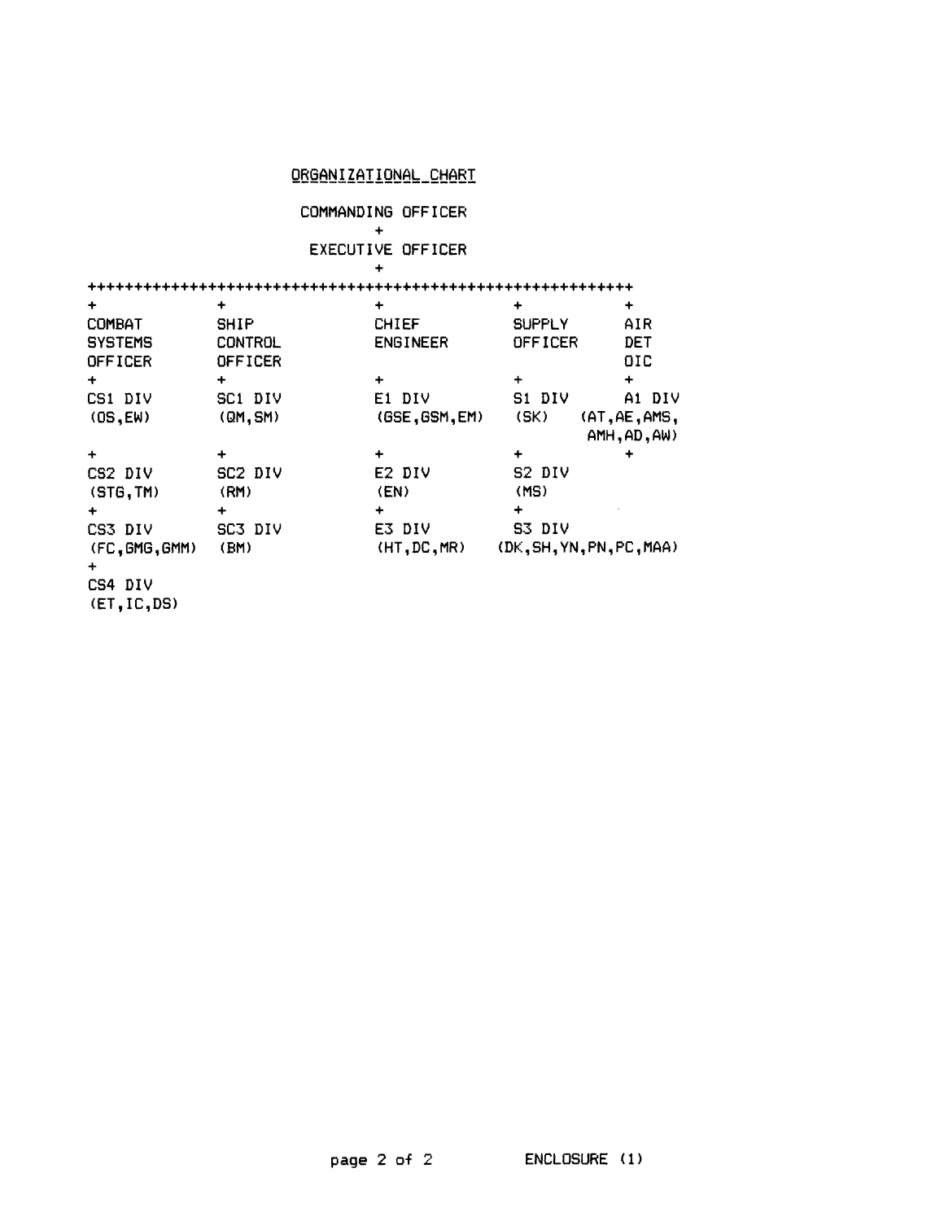## ORGANIZATIONAL CHART

```
                    COMMANDING OFFICER
                            +
                     EXECUTIVE OFFICER
                            +
++++++++++++++++++++++++++++++++++++++++++++++++++++++++++++
+              +              +              +          +
COMBAT         SHIP           CHIEF          SUPPLY     AIR
SYSTEMS        CONTROL        ENGINEER       OFFICER    DET
OFFICER        OFFICER                                  OIC
+              +              +              +          +
CS1 DIV        SC1 DIV        E1 DIV         S1 DIV     A1 DIV
(OS,EW)        (QM,SM)        (GSE,GSM,EM)   (SK)    (AT,AE,AMS,
                                                      AMH,AD,AW)
+              +              +              +          +
CS2 DIV        SC2 DIV        E2 DIV         S2 DIV
(STG,TM)       (RM)           (EN)           (MS)
+              +              +              +
CS3 DIV        SC3 DIV        E3 DIV         S3 DIV
(FC,GMG,GMM)   (BM)           (HT,DC,MR)  (DK,SH,YN,PN,PC,MAA)
+
CS4 DIV
(ET,IC,DS)
```

ENCLOSURE (1)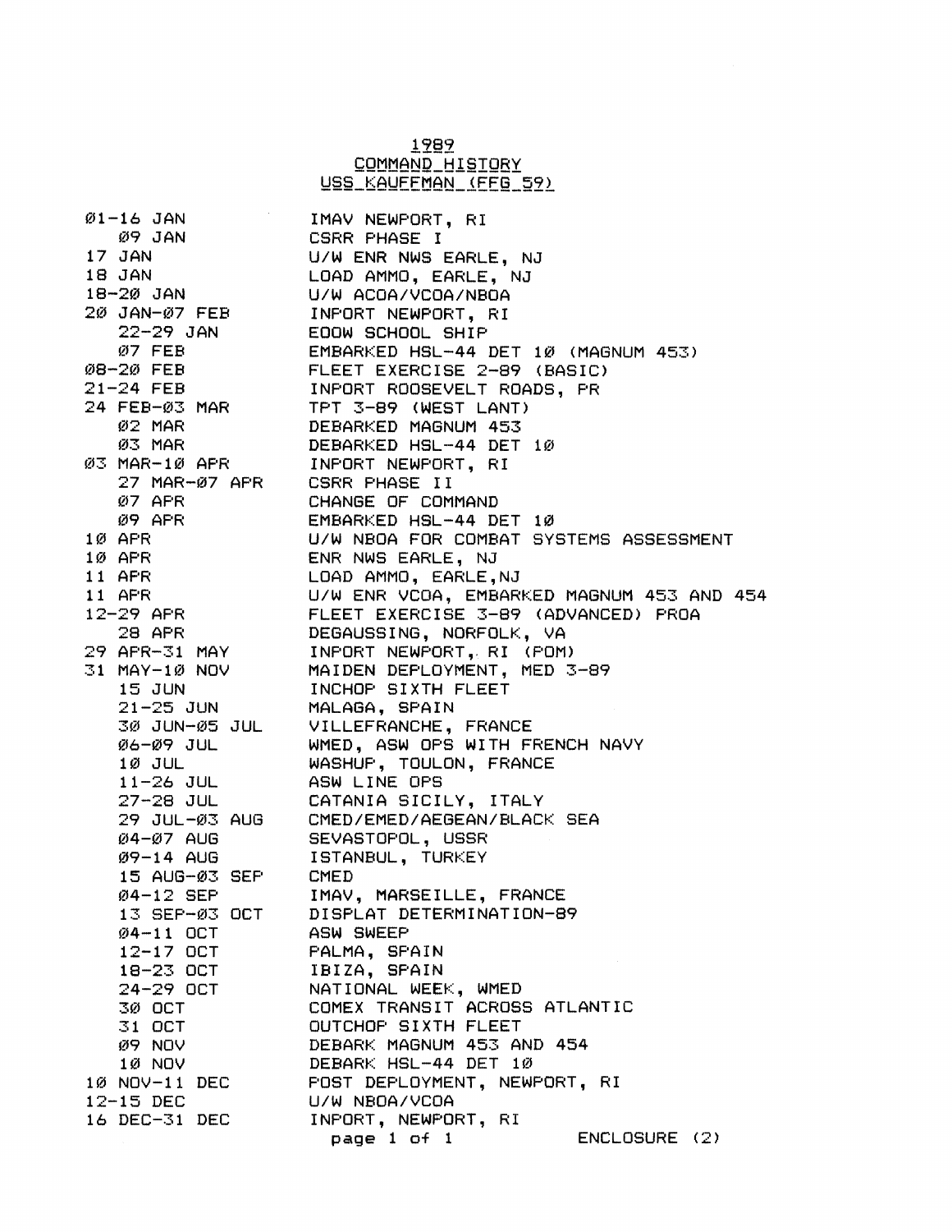# 1989
## COMMAND HISTORY
## USS KAUFFMAN (FFG 59)

| | |
|---|---|
| 01-16 JAN | IMAV NEWPORT, RI |
| 09 JAN | CSRR PHASE I |
| 17 JAN | U/W ENR NWS EARLE, NJ |
| 18 JAN | LOAD AMMO, EARLE, NJ |
| 18-20 JAN | U/W ACOA/VCOA/NBOA |
| 20 JAN-07 FEB | INPORT NEWPORT, RI |
| 22-29 JAN | EOOW SCHOOL SHIP |
| 07 FEB | EMBARKED HSL-44 DET 10 (MAGNUM 453) |
| 08-20 FEB | FLEET EXERCISE 2-89 (BASIC) |
| 21-24 FEB | INPORT ROOSEVELT ROADS, PR |
| 24 FEB-03 MAR | TPT 3-89 (WEST LANT) |
| 02 MAR | DEBARKED MAGNUM 453 |
| 03 MAR | DEBARKED HSL-44 DET 10 |
| 03 MAR-10 APR | INPORT NEWPORT, RI |
| 27 MAR-07 APR | CSRR PHASE II |
| 07 APR | CHANGE OF COMMAND |
| 09 APR | EMBARKED HSL-44 DET 10 |
| 10 APR | U/W NBOA FOR COMBAT SYSTEMS ASSESSMENT |
| 10 APR | ENR NWS EARLE, NJ |
| 11 APR | LOAD AMMO, EARLE,NJ |
| 11 APR | U/W ENR VCOA, EMBARKED MAGNUM 453 AND 454 |
| 12-29 APR | FLEET EXERCISE 3-89 (ADVANCED) PROA |
| 28 APR | DEGAUSSING, NORFOLK, VA |
| 29 APR-31 MAY | INPORT NEWPORT, RI (POM) |
| 31 MAY-10 NOV | MAIDEN DEPLOYMENT, MED 3-89 |
| 15 JUN | INCHOP SIXTH FLEET |
| 21-25 JUN | MALAGA, SPAIN |
| 30 JUN-05 JUL | VILLEFRANCHE, FRANCE |
| 06-09 JUL | WMED, ASW OPS WITH FRENCH NAVY |
| 10 JUL | WASHUP, TOULON, FRANCE |
| 11-26 JUL | ASW LINE OPS |
| 27-28 JUL | CATANIA SICILY, ITALY |
| 29 JUL-03 AUG | CMED/EMED/AEGEAN/BLACK SEA |
| 04-07 AUG | SEVASTOPOL, USSR |
| 09-14 AUG | ISTANBUL, TURKEY |
| 15 AUG-03 SEP | CMED |
| 04-12 SEP | IMAV, MARSEILLE, FRANCE |
| 13 SEP-03 OCT | DISPLAT DETERMINATION-89 |
| 04-11 OCT | ASW SWEEP |
| 12-17 OCT | PALMA, SPAIN |
| 18-23 OCT | IBIZA, SPAIN |
| 24-29 OCT | NATIONAL WEEK, WMED |
| 30 OCT | COMEX TRANSIT ACROSS ATLANTIC |
| 31 OCT | OUTCHOP SIXTH FLEET |
| 09 NOV | DEBARK MAGNUM 453 AND 454 |
| 10 NOV | DEBARK HSL-44 DET 10 |
| 10 NOV-11 DEC | POST DEPLOYMENT, NEWPORT, RI |
| 12-15 DEC | U/W NBOA/VCOA |
| 16 DEC-31 DEC | INPORT, NEWPORT, RI |

ENCLOSURE (2)